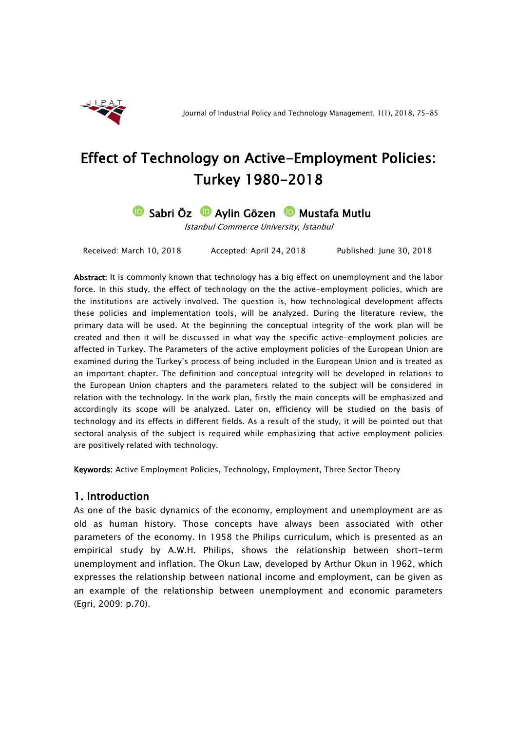# Effect of Technology on Active-Employment Policies: Turkey 1980-2018

**Sabri Öz   Aylin Gözen   Mustafa Mutlu**

*İstanbul Commerce University, İstanbul*

Received: March 10, 2018   Accepted: April 24, 2018   Published: June 30, 2018

**Abstract:** It is commonly known that technology has a big effect on unemployment and the labor force. In this study, the effect of technology on the the active-employment policies, which are the institutions are actively involved. The question is, how technological development affects these policies and implementation tools, will be analyzed. During the literature review, the primary data will be used. At the beginning the conceptual integrity of the work plan will be created and then it will be discussed in what way the specific active-employment policies are affected in Turkey. The Parameters of the active employment policies of the European Union are examined during the Turkey's process of being included in the European Union and is treated as an important chapter. The definition and conceptual integrity will be developed in relations to the European Union chapters and the parameters related to the subject will be considered in relation with the technology. In the work plan, firstly the main concepts will be emphasized and accordingly its scope will be analyzed. Later on, efficiency will be studied on the basis of technology and its effects in different fields. As a result of the study, it will be pointed out that sectoral analysis of the subject is required while emphasizing that active employment policies are positively related with technology.

**Keywords:** Active Employment Policies, Technology, Employment, Three Sector Theory

## 1. Introduction

As one of the basic dynamics of the economy, employment and unemployment are as old as human history. Those concepts have always been associated with other parameters of the economy. In 1958 the Philips curriculum, which is presented as an empirical study by A.W.H. Philips, shows the relationship between short-term unemployment and inflation. The Okun Law, developed by Arthur Okun in 1962, which expresses the relationship between national income and employment, can be given as an example of the relationship between unemployment and economic parameters (Egri, 2009: p.70).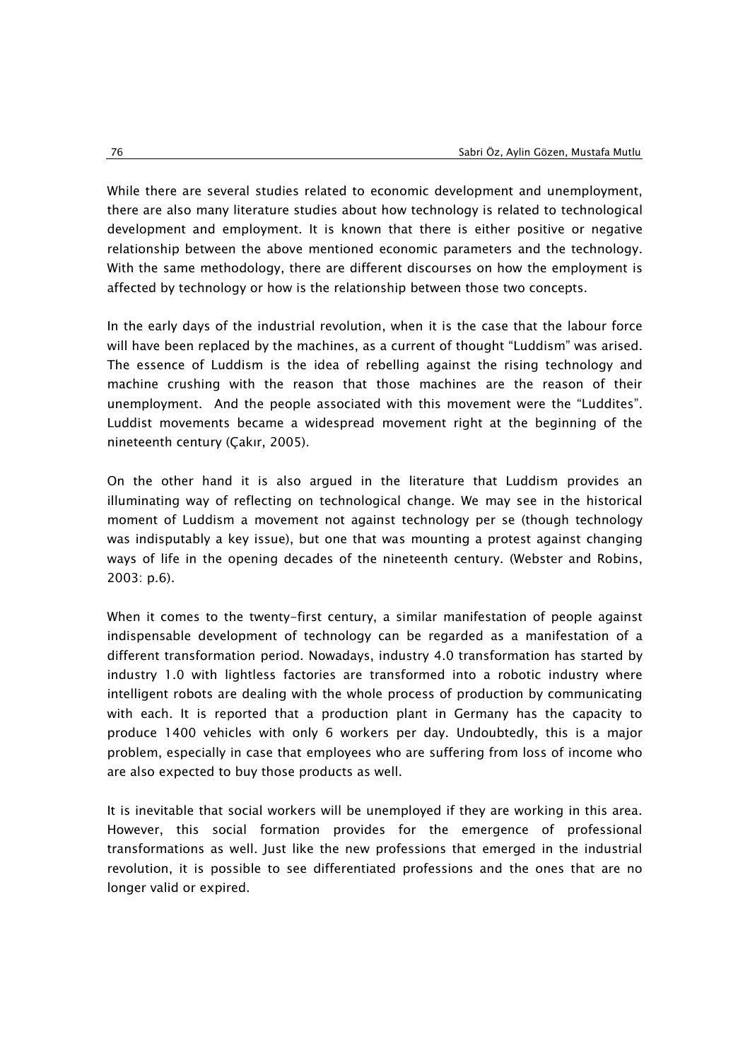While there are several studies related to economic development and unemployment, there are also many literature studies about how technology is related to technological development and employment. It is known that there is either positive or negative relationship between the above mentioned economic parameters and the technology. With the same methodology, there are different discourses on how the employment is affected by technology or how is the relationship between those two concepts.

In the early days of the industrial revolution, when it is the case that the labour force will have been replaced by the machines, as a current of thought "Luddism" was arised. The essence of Luddism is the idea of rebelling against the rising technology and machine crushing with the reason that those machines are the reason of their unemployment. And the people associated with this movement were the "Luddites". Luddist movements became a widespread movement right at the beginning of the nineteenth century (Çakır, 2005).

On the other hand it is also argued in the literature that Luddism provides an illuminating way of reflecting on technological change. We may see in the historical moment of Luddism a movement not against technology per se (though technology was indisputably a key issue), but one that was mounting a protest against changing ways of life in the opening decades of the nineteenth century. (Webster and Robins, 2003: p.6).

When it comes to the twenty-first century, a similar manifestation of people against indispensable development of technology can be regarded as a manifestation of a different transformation period. Nowadays, industry 4.0 transformation has started by industry 1.0 with lightless factories are transformed into a robotic industry where intelligent robots are dealing with the whole process of production by communicating with each. It is reported that a production plant in Germany has the capacity to produce 1400 vehicles with only 6 workers per day. Undoubtedly, this is a major problem, especially in case that employees who are suffering from loss of income who are also expected to buy those products as well.

It is inevitable that social workers will be unemployed if they are working in this area. However, this social formation provides for the emergence of professional transformations as well. Just like the new professions that emerged in the industrial revolution, it is possible to see differentiated professions and the ones that are no longer valid or expired.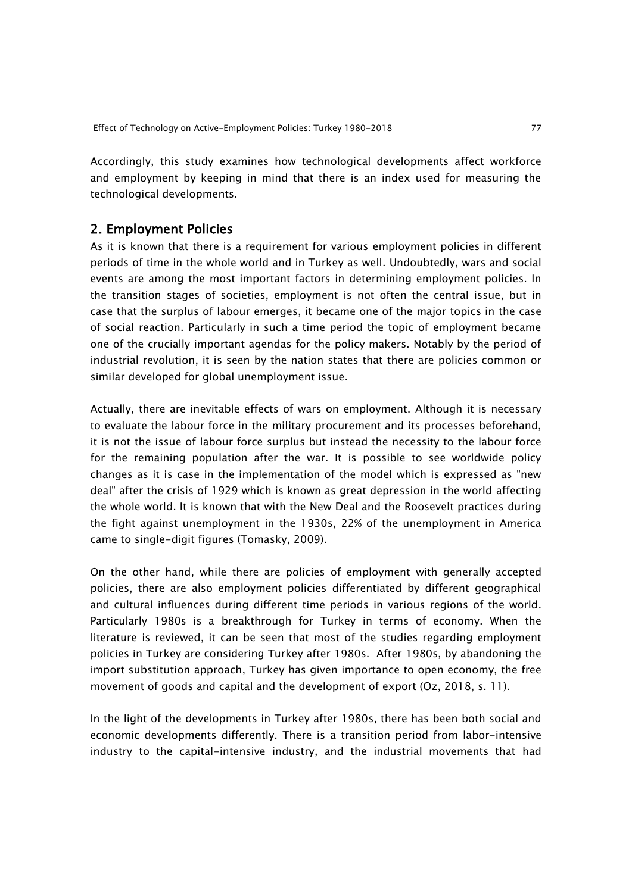Accordingly, this study examines how technological developments affect workforce and employment by keeping in mind that there is an index used for measuring the technological developments.

## 2. Employment Policies

As it is known that there is a requirement for various employment policies in different periods of time in the whole world and in Turkey as well. Undoubtedly, wars and social events are among the most important factors in determining employment policies. In the transition stages of societies, employment is not often the central issue, but in case that the surplus of labour emerges, it became one of the major topics in the case of social reaction. Particularly in such a time period the topic of employment became one of the crucially important agendas for the policy makers. Notably by the period of industrial revolution, it is seen by the nation states that there are policies common or similar developed for global unemployment issue.

Actually, there are inevitable effects of wars on employment. Although it is necessary to evaluate the labour force in the military procurement and its processes beforehand, it is not the issue of labour force surplus but instead the necessity to the labour force for the remaining population after the war. It is possible to see worldwide policy changes as it is case in the implementation of the model which is expressed as "new deal" after the crisis of 1929 which is known as great depression in the world affecting the whole world. It is known that with the New Deal and the Roosevelt practices during the fight against unemployment in the 1930s, 22% of the unemployment in America came to single-digit figures (Tomasky, 2009).

On the other hand, while there are policies of employment with generally accepted policies, there are also employment policies differentiated by different geographical and cultural influences during different time periods in various regions of the world. Particularly 1980s is a breakthrough for Turkey in terms of economy. When the literature is reviewed, it can be seen that most of the studies regarding employment policies in Turkey are considering Turkey after 1980s. After 1980s, by abandoning the import substitution approach, Turkey has given importance to open economy, the free movement of goods and capital and the development of export (Oz, 2018, s. 11).

In the light of the developments in Turkey after 1980s, there has been both social and economic developments differently. There is a transition period from labor-intensive industry to the capital-intensive industry, and the industrial movements that had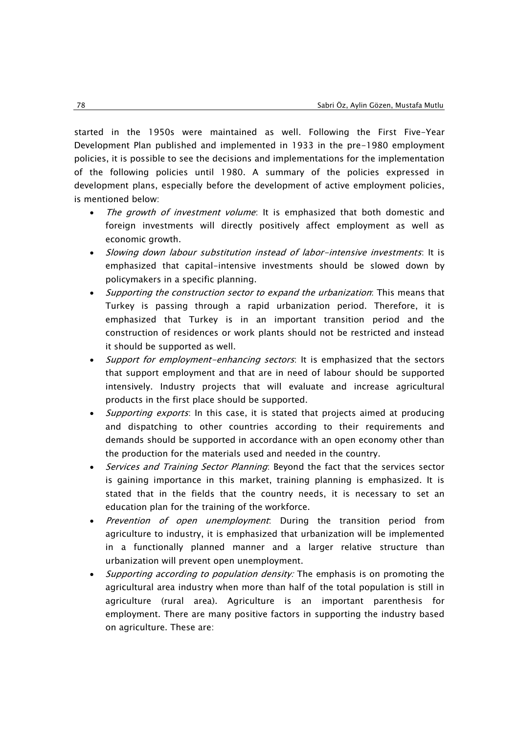started in the 1950s were maintained as well. Following the First Five-Year Development Plan published and implemented in 1933 in the pre-1980 employment policies, it is possible to see the decisions and implementations for the implementation of the following policies until 1980. A summary of the policies expressed in development plans, especially before the development of active employment policies, is mentioned below:

- *The growth of investment volume*: It is emphasized that both domestic and foreign investments will directly positively affect employment as well as economic growth.
- *Slowing down labour substitution instead of labor-intensive investments*: It is emphasized that capital-intensive investments should be slowed down by policymakers in a specific planning.
- *Supporting the construction sector to expand the urbanization*: This means that Turkey is passing through a rapid urbanization period. Therefore, it is emphasized that Turkey is in an important transition period and the construction of residences or work plants should not be restricted and instead it should be supported as well.
- *Support for employment-enhancing sectors*: It is emphasized that the sectors that support employment and that are in need of labour should be supported intensively. Industry projects that will evaluate and increase agricultural products in the first place should be supported.
- *Supporting exports*: In this case, it is stated that projects aimed at producing and dispatching to other countries according to their requirements and demands should be supported in accordance with an open economy other than the production for the materials used and needed in the country.
- *Services and Training Sector Planning*: Beyond the fact that the services sector is gaining importance in this market, training planning is emphasized. It is stated that in the fields that the country needs, it is necessary to set an education plan for the training of the workforce.
- *Prevention of open unemployment*: During the transition period from agriculture to industry, it is emphasized that urbanization will be implemented in a functionally planned manner and a larger relative structure than urbanization will prevent open unemployment.
- *Supporting according to population density:* The emphasis is on promoting the agricultural area industry when more than half of the total population is still in agriculture (rural area). Agriculture is an important parenthesis for employment. There are many positive factors in supporting the industry based on agriculture. These are: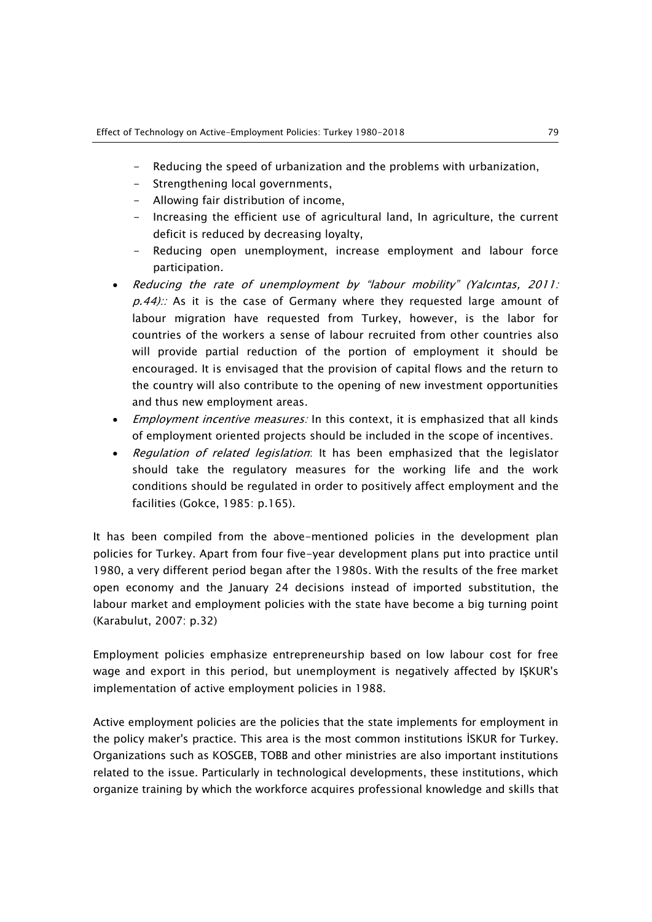- Reducing the speed of urbanization and the problems with urbanization,
  - Strengthening local governments,
  - Allowing fair distribution of income,
  - Increasing the efficient use of agricultural land, In agriculture, the current deficit is reduced by decreasing loyalty,
  - Reducing open unemployment, increase employment and labour force participation.
- *Reducing the rate of unemployment by "labour mobility" (Yalcıntas, 2011: p.44)::* As it is the case of Germany where they requested large amount of labour migration have requested from Turkey, however, is the labor for countries of the workers a sense of labour recruited from other countries also will provide partial reduction of the portion of employment it should be encouraged. It is envisaged that the provision of capital flows and the return to the country will also contribute to the opening of new investment opportunities and thus new employment areas.
- *Employment incentive measures:* In this context, it is emphasized that all kinds of employment oriented projects should be included in the scope of incentives.
- *Regulation of related legislation*: It has been emphasized that the legislator should take the regulatory measures for the working life and the work conditions should be regulated in order to positively affect employment and the facilities (Gokce, 1985: p.165).

It has been compiled from the above-mentioned policies in the development plan policies for Turkey. Apart from four five-year development plans put into practice until 1980, a very different period began after the 1980s. With the results of the free market open economy and the January 24 decisions instead of imported substitution, the labour market and employment policies with the state have become a big turning point (Karabulut, 2007: p.32)

Employment policies emphasize entrepreneurship based on low labour cost for free wage and export in this period, but unemployment is negatively affected by IŞKUR's implementation of active employment policies in 1988.

Active employment policies are the policies that the state implements for employment in the policy maker's practice. This area is the most common institutions İSKUR for Turkey. Organizations such as KOSGEB, TOBB and other ministries are also important institutions related to the issue. Particularly in technological developments, these institutions, which organize training by which the workforce acquires professional knowledge and skills that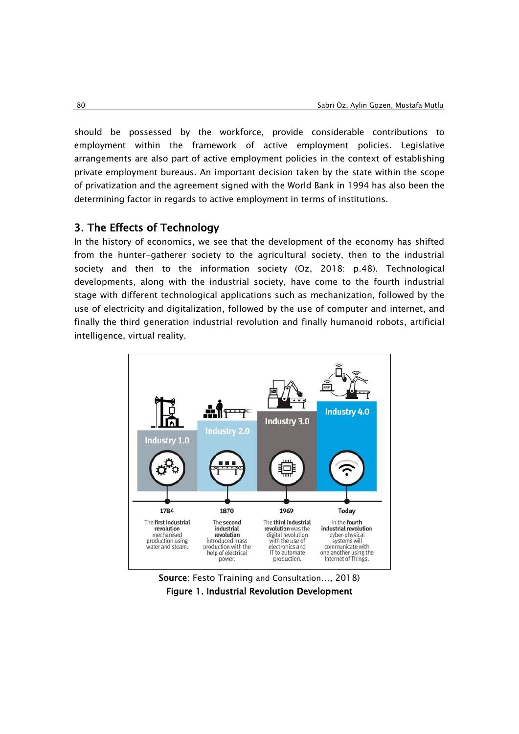should be possessed by the workforce, provide considerable contributions to employment within the framework of active employment policies. Legislative arrangements are also part of active employment policies in the context of establishing private employment bureaus. An important decision taken by the state within the scope of privatization and the agreement signed with the World Bank in 1994 has also been the determining factor in regards to active employment in terms of institutions.

## 3. The Effects of Technology

In the history of economics, we see that the development of the economy has shifted from the hunter-gatherer society to the agricultural society, then to the industrial society and then to the information society (Oz, 2018: p.48). Technological developments, along with the industrial society, have come to the fourth industrial stage with different technological applications such as mechanization, followed by the use of electricity and digitalization, followed by the use of computer and internet, and finally the third generation industrial revolution and finally humanoid robots, artificial intelligence, virtual reality.

Industry 1.0 — 1784 — The **first industrial revolution** mechanised production using water and steam.

Industry 2.0 — 1870 — The **second industrial revolution** introduced mass production with the help of electrical power.

Industry 3.0 — 1969 — The **third industrial revolution** was the digital revolution with the use of electronics and IT to automate production.

Industry 4.0 — Today — In the **fourth industrial revolution** cyber-physical systems will communicate with one another using the Internet of Things.

**Source**: Festo Training and Consultation…, 2018)

**Figure 1. Industrial Revolution Development**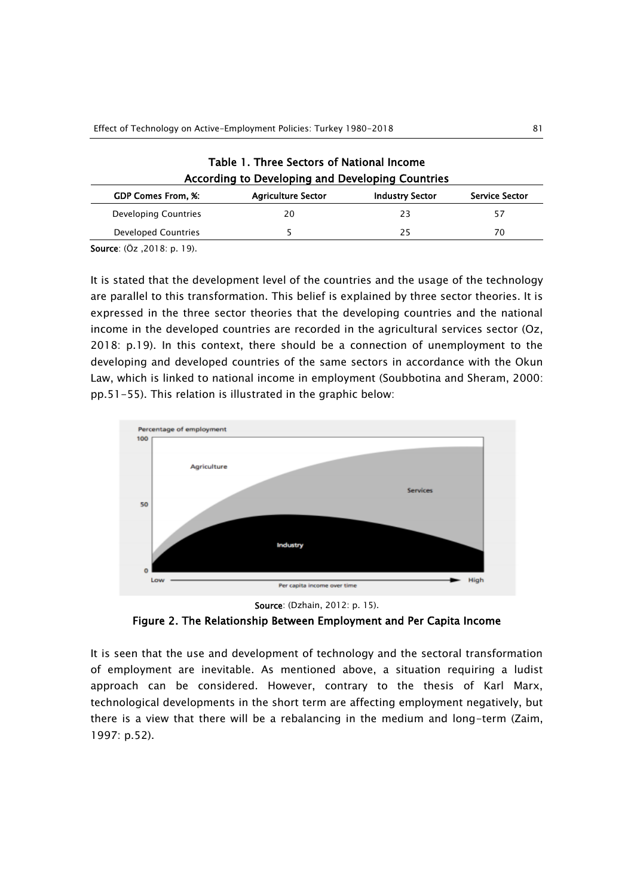**Table 1. Three Sectors of National Income According to Developing and Developing Countries**

| GDP Comes From, %: | Agriculture Sector | Industry Sector | Service Sector |
|---|---|---|---|
| Developing Countries | 20 | 23 | 57 |
| Developed Countries | 5 | 25 | 70 |

**Source**: (Öz ,2018: p. 19).

It is stated that the development level of the countries and the usage of the technology are parallel to this transformation. This belief is explained by three sector theories. It is expressed in the three sector theories that the developing countries and the national income in the developed countries are recorded in the agricultural services sector (Oz, 2018: p.19). In this context, there should be a connection of unemployment to the developing and developed countries of the same sectors in accordance with the Okun Law, which is linked to national income in employment (Soubbotina and Sheram, 2000: pp.51-55). This relation is illustrated in the graphic below:

**Source**: (Dzhain, 2012: p. 15).

**Figure 2. The Relationship Between Employment and Per Capita Income**

It is seen that the use and development of technology and the sectoral transformation of employment are inevitable. As mentioned above, a situation requiring a ludist approach can be considered. However, contrary to the thesis of Karl Marx, technological developments in the short term are affecting employment negatively, but there is a view that there will be a rebalancing in the medium and long-term (Zaim, 1997: p.52).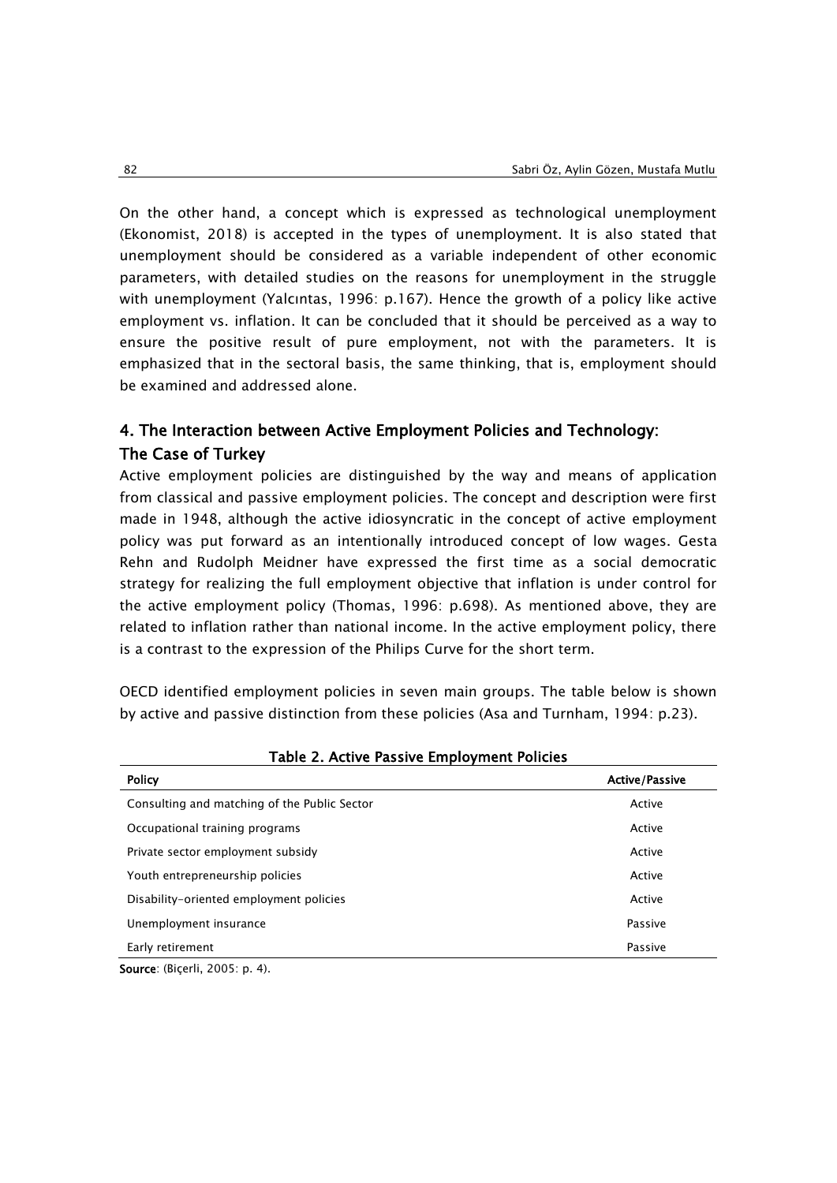On the other hand, a concept which is expressed as technological unemployment (Ekonomist, 2018) is accepted in the types of unemployment. It is also stated that unemployment should be considered as a variable independent of other economic parameters, with detailed studies on the reasons for unemployment in the struggle with unemployment (Yalcıntas, 1996: p.167). Hence the growth of a policy like active employment vs. inflation. It can be concluded that it should be perceived as a way to ensure the positive result of pure employment, not with the parameters. It is emphasized that in the sectoral basis, the same thinking, that is, employment should be examined and addressed alone.

## 4. The Interaction between Active Employment Policies and Technology: The Case of Turkey

Active employment policies are distinguished by the way and means of application from classical and passive employment policies. The concept and description were first made in 1948, although the active idiosyncratic in the concept of active employment policy was put forward as an intentionally introduced concept of low wages. Gesta Rehn and Rudolph Meidner have expressed the first time as a social democratic strategy for realizing the full employment objective that inflation is under control for the active employment policy (Thomas, 1996: p.698). As mentioned above, they are related to inflation rather than national income. In the active employment policy, there is a contrast to the expression of the Philips Curve for the short term.

OECD identified employment policies in seven main groups. The table below is shown by active and passive distinction from these policies (Asa and Turnham, 1994: p.23).

**Table 2. Active Passive Employment Policies**

| Policy | Active/Passive |
|---|---|
| Consulting and matching of the Public Sector | Active |
| Occupational training programs | Active |
| Private sector employment subsidy | Active |
| Youth entrepreneurship policies | Active |
| Disability-oriented employment policies | Active |
| Unemployment insurance | Passive |
| Early retirement | Passive |

**Source**: (Biçerli, 2005: p. 4).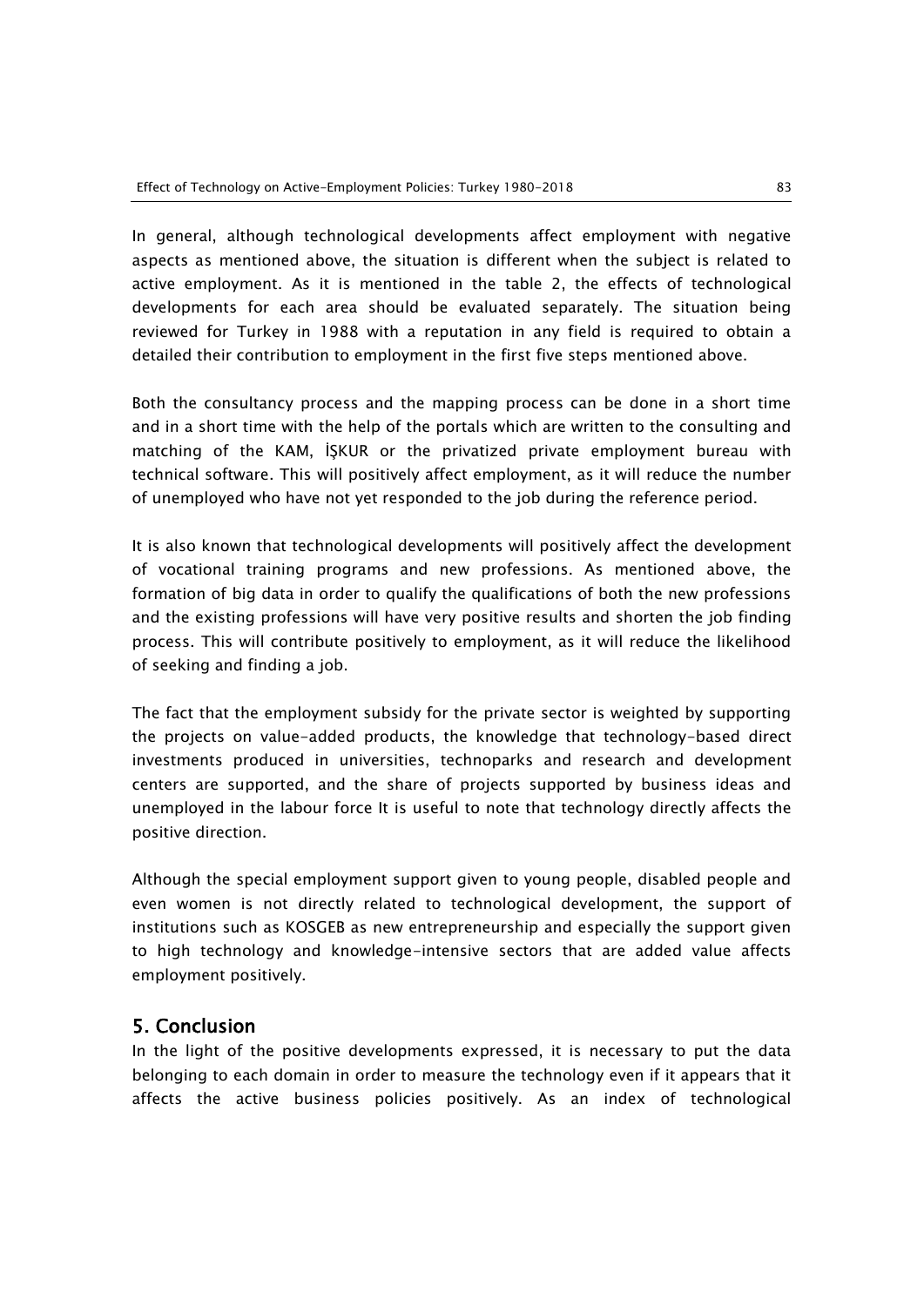In general, although technological developments affect employment with negative aspects as mentioned above, the situation is different when the subject is related to active employment. As it is mentioned in the table 2, the effects of technological developments for each area should be evaluated separately. The situation being reviewed for Turkey in 1988 with a reputation in any field is required to obtain a detailed their contribution to employment in the first five steps mentioned above.

Both the consultancy process and the mapping process can be done in a short time and in a short time with the help of the portals which are written to the consulting and matching of the KAM, İŞKUR or the privatized private employment bureau with technical software. This will positively affect employment, as it will reduce the number of unemployed who have not yet responded to the job during the reference period.

It is also known that technological developments will positively affect the development of vocational training programs and new professions. As mentioned above, the formation of big data in order to qualify the qualifications of both the new professions and the existing professions will have very positive results and shorten the job finding process. This will contribute positively to employment, as it will reduce the likelihood of seeking and finding a job.

The fact that the employment subsidy for the private sector is weighted by supporting the projects on value-added products, the knowledge that technology-based direct investments produced in universities, technoparks and research and development centers are supported, and the share of projects supported by business ideas and unemployed in the labour force It is useful to note that technology directly affects the positive direction.

Although the special employment support given to young people, disabled people and even women is not directly related to technological development, the support of institutions such as KOSGEB as new entrepreneurship and especially the support given to high technology and knowledge-intensive sectors that are added value affects employment positively.

## 5. Conclusion

In the light of the positive developments expressed, it is necessary to put the data belonging to each domain in order to measure the technology even if it appears that it affects the active business policies positively. As an index of technological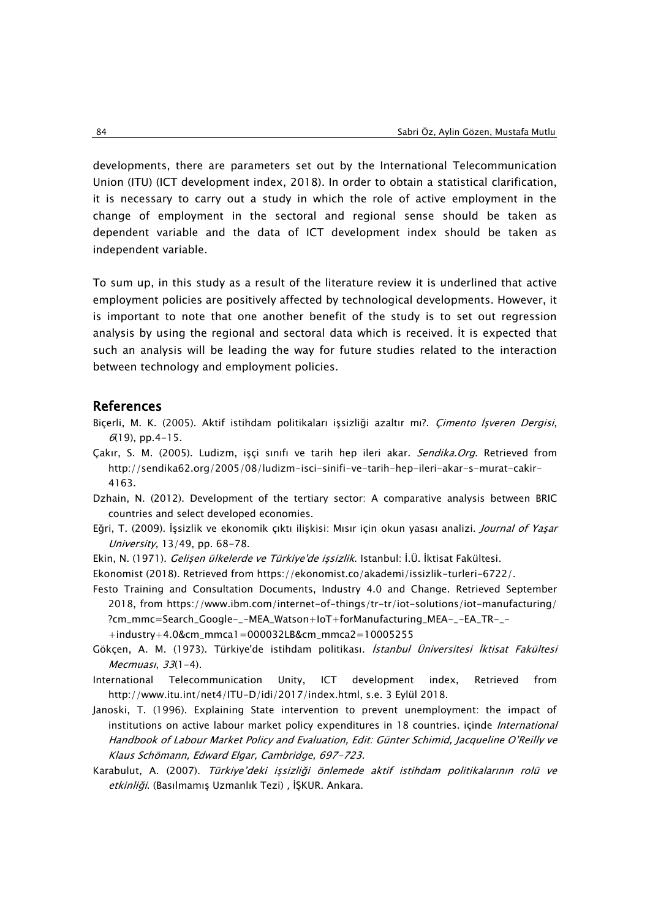developments, there are parameters set out by the International Telecommunication Union (ITU) (ICT development index, 2018). In order to obtain a statistical clarification, it is necessary to carry out a study in which the role of active employment in the change of employment in the sectoral and regional sense should be taken as dependent variable and the data of ICT development index should be taken as independent variable.

To sum up, in this study as a result of the literature review it is underlined that active employment policies are positively affected by technological developments. However, it is important to note that one another benefit of the study is to set out regression analysis by using the regional and sectoral data which is received. İt is expected that such an analysis will be leading the way for future studies related to the interaction between technology and employment policies.

## References

Biçerli, M. K. (2005). Aktif istihdam politikaları işsizliği azaltır mı?. *Çimento İşveren Dergisi*, *6*(19), pp.4-15.

Çakır, S. M. (2005). Ludizm, işçi sınıfı ve tarih hep ileri akar. *Sendika.Org*. Retrieved from http://sendika62.org/2005/08/ludizm-isci-sinifi-ve-tarih-hep-ileri-akar-s-murat-cakir-4163.

Dzhain, N. (2012). Development of the tertiary sector: A comparative analysis between BRIC countries and select developed economies.

Eğri, T. (2009). İşsizlik ve ekonomik çıktı ilişkisi: Mısır için okun yasası analizi. *Journal of Yaşar University*, 13/49, pp. 68-78.

Ekin, N. (1971). *Gelişen ülkelerde ve Türkiye'de işsizlik*. Istanbul: İ.Ü. İktisat Fakültesi.

Ekonomist (2018). Retrieved from https://ekonomist.co/akademi/issizlik-turleri-6722/.

Festo Training and Consultation Documents, Industry 4.0 and Change. Retrieved September 2018, from https://www.ibm.com/internet-of-things/tr-tr/iot-solutions/iot-manufacturing/?cm_mmc=Search_Google-_-MEA_Watson+IoT+forManufacturing_MEA-_-EA_TR-_-+industry+4.0&cm_mmca1=000032LB&cm_mmca2=10005255

Gökçen, A. M. (1973). Türkiye'de istihdam politikası. *İstanbul Üniversitesi İktisat Fakültesi Mecmuası*, *33*(1-4).

International Telecommunication Unity, ICT development index, Retrieved from http://www.itu.int/net4/ITU-D/idi/2017/index.html, s.e. 3 Eylül 2018.

Janoski, T. (1996). Explaining State intervention to prevent unemployment: the impact of institutions on active labour market policy expenditures in 18 countries. içinde *International Handbook of Labour Market Policy and Evaluation, Edit: Günter Schimid, Jacqueline O'Reilly ve Klaus Schömann, Edward Elgar, Cambridge, 697-723.*

Karabulut, A. (2007). *Türkiye'deki işsizliği önlemede aktif istihdam politikalarının rolü ve etkinliği*. (Basılmamış Uzmanlık Tezi) , İŞKUR. Ankara.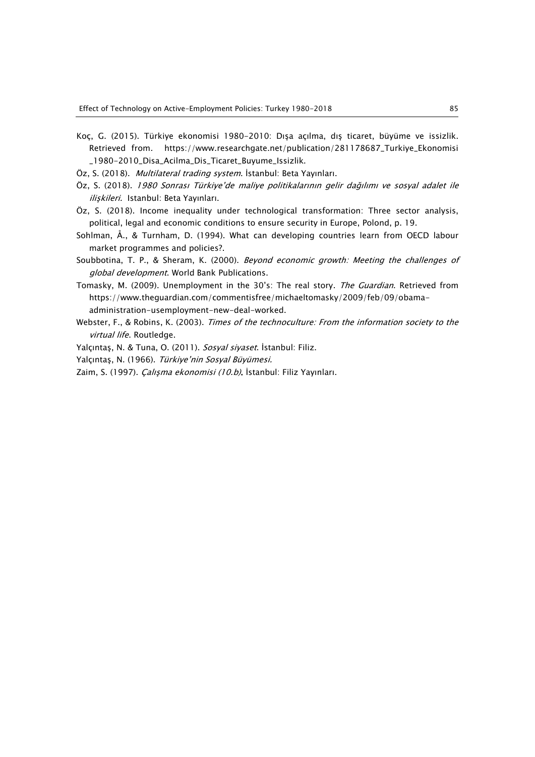Koç, G. (2015). Türkiye ekonomisi 1980-2010: Dışa açılma, dış ticaret, büyüme ve issizlik. Retrieved from. https://www.researchgate.net/publication/281178687_Turkiye_Ekonomisi_1980-2010_Disa_Acilma_Dis_Ticaret_Buyume_Issizlik.

Öz, S. (2018). *Multilateral trading system*. İstanbul: Beta Yayınları.

Öz, S. (2018). *1980 Sonrası Türkiye'de maliye politikalarının gelir dağılımı ve sosyal adalet ile ilişkileri.* Istanbul: Beta Yayınları.

Öz, S. (2018). Income inequality under technological transformation: Three sector analysis, political, legal and economic conditions to ensure security in Europe, Polond, p. 19.

Sohlman, Å., & Turnham, D. (1994). What can developing countries learn from OECD labour market programmes and policies?.

Soubbotina, T. P., & Sheram, K. (2000). *Beyond economic growth: Meeting the challenges of global development*. World Bank Publications.

Tomasky, M. (2009). Unemployment in the 30's: The real story. *The Guardian*. Retrieved from https://www.theguardian.com/commentisfree/michaeltomasky/2009/feb/09/obama-administration-usemployment-new-deal-worked.

Webster, F., & Robins, K. (2003). *Times of the technoculture: From the information society to the virtual life*. Routledge.

Yalçıntaş, N. & Tuna, O. (2011). *Sosyal siyaset*. İstanbul: Filiz.

Yalçıntaş, N. (1966). *Türkiye'nin Sosyal Büyümesi.*

Zaim, S. (1997). *Çalışma ekonomisi (10.b)*. İstanbul: Filiz Yayınları.